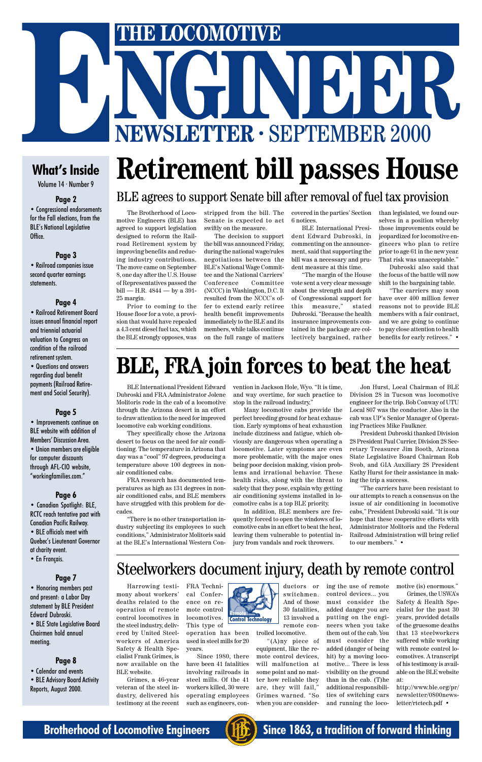# THE LOCOMOTIVE ENGINEER

## NEWSLETTER · SEPTEMBER 2000

## What's Inside

Volume 14 · Number 9

**Page 2**

- Congressional endorsements for the Fall elections, from the BLE's National Legislative Office.

**Page 3**

- Railroad companies issue second quarter earnings statements.

**Page 4**

- Railroad Retirement Board issues annual financial report and triennial actuarial valuation to Congress on condition of the railroad retirement system.
- Questions and answers regarding dual benefit payments (Railroad Retirement and Social Security).

**Page 5**

- Improvements continue on BLE website with addition of Members' Discussion Area.
- Union members are eligible for computer discounts through AFL-CIO website, "workingfamilies.com."

**Page 6**

- Canadian Spotlight: BLE, RCTC reach tentative pact with Canadian Pacific Railway.
- BLE officials meet with Quebec's Lieutenant Governor at charity event.
- En Français.

**Page 7**

- Honoring members past and present: a Labor Day statement by BLE President Edward Dubroski.
- BLE State Legislative Board Chairmen hold annual meeting.

**Page 8**

- Calendar and events
- BLE Advisory Board Activity Reports, August 2000.

# Retirement bill passes House

## BLE agrees to support Senate bill after removal of fuel tax provision

The Brotherhood of Locomotive Engineers (BLE) has agreed to support legislation designed to reform the Railroad Retirement system by improving benefits and reducing industry contributions. The move came on September 8, one day after the U.S. House of Representatives passed the bill — H.R. 4844 — by a 391-25 margin.

Prior to coming to the House floor for a vote, a provision that would have repealed a 4.3 cent diesel fuel tax, which the BLE strongly opposes, was stripped from the bill. The Senate is expected to act swiftly on the measure.

The decision to support the bill was announced Friday, during the national wage/rules negotiations between the BLE's National Wage Committee and the National Carriers' Conference Committee (NCCC) in Washington, D.C. It resulted from the NCCC's offer to extend early retiree health benefit improvements immediately to the BLE and its members, while talks continue on the full range of matters covered in the parties' Section 6 notices.

BLE International President Edward Dubroski, in commenting on the announcement, said that supporting the bill was a necessary and prudent measure at this time.

"The margin of the House vote sent a very clear message about the strength and depth of Congressional support for this measure," stated Dubroski. "Because the health insurance improvements contained in the package are collectively bargained, rather than legislated, we found ourselves in a position whereby those improvements could be jeopardized for locomotive engineers who plan to retire prior to age 61 in the new year. That risk was unacceptable."

Dubroski also said that the focus of the battle will now shift to the bargaining table.

"The carriers may soon have over 400 million fewer reasons not to provide BLE members with a fair contract, and we are going to continue to pay close attention to health benefits for early retirees." •

# BLE, FRA join forces to beat the heat

BLE International President Edward Dubroski and FRA Administrator Jolene Molitoris rode in the cab of a locomotive through the Arizona desert in an effort to draw attention to the need for improved locomotive cab working conditions.

They specifically chose the Arizona desert to focus on the need for air conditioning. The temperature in Arizona that day was a "cool" 97 degrees, producing a temperature above 100 degrees in non-air conditioned cabs.

FRA research has documented temperatures as high as 131 degrees in non-air conditioned cabs, and BLE members have struggled with this problem for decades.

"There is no other transportation industry subjecting its employees to such conditions," Administrator Molitoris said at the BLE's International Western Convention in Jackson Hole, Wyo. "It is time, and way overtime, for such practice to stop in the railroad industry."

Many locomotive cabs provide the perfect breeding ground for heat exhaustion. Early symptoms of heat exhaustion include dizziness and fatigue, which obviously are dangerous when operating a locomotive. Later symptoms are even more problematic, with the major ones being poor decision making, vision problems and irrational behavior. These health risks, along with the threat to safety that they pose, explain why getting air conditioning systems installed in locomotive cabs is a top BLE priority.

In addition, BLE members are frequently forced to open the windows of locomotive cabs in an effort to beat the heat, leaving them vulnerable to potential injury from vandals and rock throwers.

Jon Hurst, Local Chairman of BLE Division 28 in Tucson was locomotive engineer for the trip. Bob Conway of UTU Local 807 was the conductor. Also in the cab was UP's Senior Manager of Operating Practices Mike Faulkner.

President Dubroski thanked Division 28 President Paul Currier, Division 28 Secretary Treasurer Jim Booth, Arizona State Legislative Board Chairman Rob Svob, and GIA Auxiliary 28 President Kathy Hurst for their assistance in making the trip a success.

"The carriers have been resistant to our attempts to reach a consensus on the issue of air conditioning in locomotive cabs," President Dubroski said. "It is our hope that these cooperative efforts with Administrator Molitoris and the Federal Railroad Administration will bring relief to our members." •

# Steelworkers document injury, death by remote control

Remote Control Technology

Harrowing testimony about workers' deaths related to the operation of remote control locomotives in the steel industry, delivered by United Steelworkers of America Safety & Health Specialist Frank Grimes, is now available on the BLE website.

Grimes, a 46-year veteran of the steel industry, delivered his testimony at the recent FRA Technical Conference on remote control locomotives. This type of operation has been used in steel mills for 20 years.

Since 1980, there have been 41 fatalities involving railroads in steel mills. Of the 41 workers killed, 30 were operating employees such as engineers, conductors or switchmen. And of those 30 fatalities, 13 involved a remote controlled locomotive.

"(A)ny piece of equipment, like the remote control devices, will malfunction at some point and no matter how reliable they are, they will fail," Grimes warned. "So when you are considering the use of remote control devices... you must consider the added danger you are putting on the engineers when you take them out of the cab. You must consider the added (danger of being hit) by a moving locomotive... There is less visibility on the ground than in the cab. (T)he additional responsibilities of switching cars and running the locomotive (is) enormous."

Grimes, the USWA's Safety & Health Specialist for the past 30 years, provided details of the gruesome deaths that 13 steelworkers suffered while working with remote control locomotives. A transcript of his testimony is available on the BLE website at:

http://www.ble.org/pr/newsletter/0800newsletter/rtctech.pdf •

Brotherhood of Locomotive Engineers — Since 1863, a tradition of forward thinking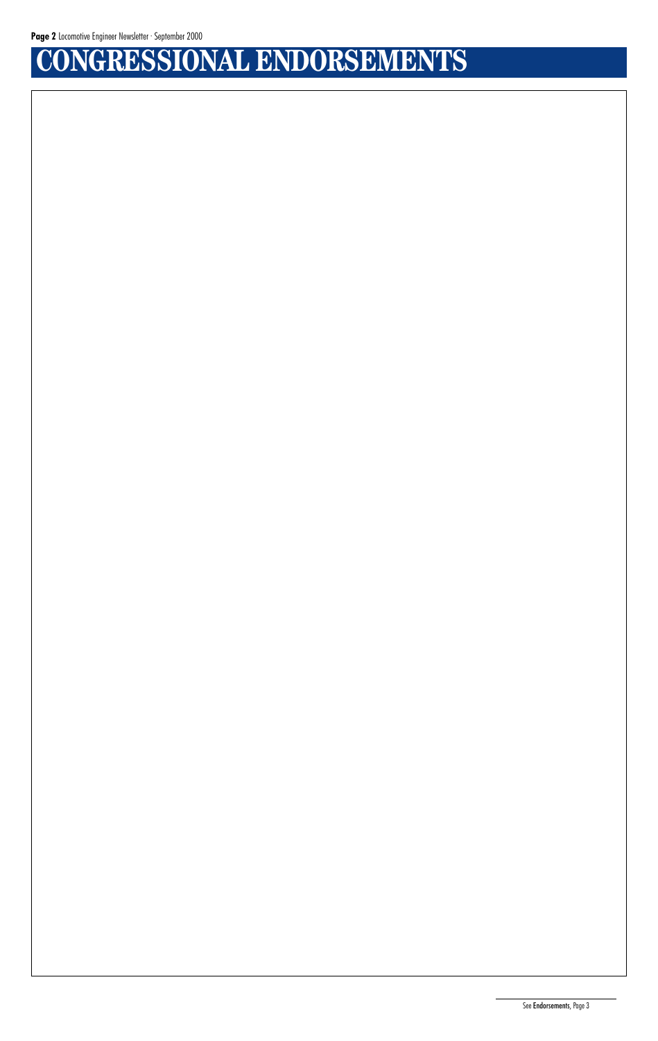# CONGRESSIONAL ENDORSEMENTS

See **Endorsements**, Page 3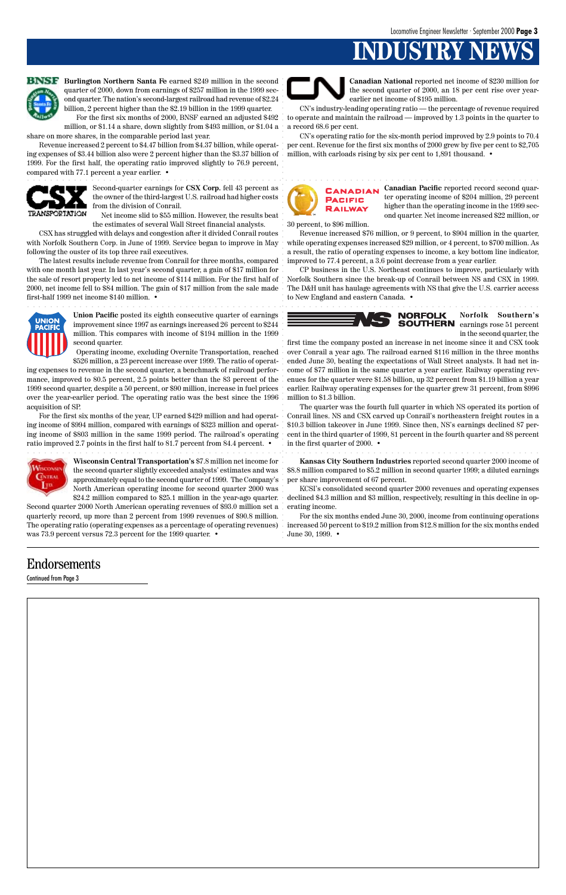# INDUSTRY NEWS

**Burlington Northern Santa Fe** earned $249 million in the second quarter of 2000, down from earnings of $257 million in the 1999 second quarter. The nation's second-largest railroad had revenue of $2.24 billion, 2 percent higher than the $2.19 billion in the 1999 quarter.

For the first six months of 2000, BNSF earned an adjusted $492 million, or $1.14 a share, down slightly from $493 million, or $1.04 a share on more shares, in the comparable period last year.

Revenue increased 2 percent to $4.47 billion from $4.37 billion, while operating expenses of $3.44 billion also were 2 percent higher than the $3.37 billion of 1999. For the first half, the operating ratio improved slightly to 76.9 percent, compared with 77.1 percent a year earlier. •

Second-quarter earnings for **CSX Corp.** fell 43 percent as the owner of the third-largest U.S. railroad had higher costs from the division of Conrail.

Net income slid to $55 million. However, the results beat the estimates of several Wall Street financial analysts.

CSX has struggled with delays and congestion after it divided Conrail routes with Norfolk Southern Corp. in June of 1999. Service began to improve in May following the ouster of its top three rail executives.

The latest results include revenue from Conrail for three months, compared with one month last year. In last year's second quarter, a gain of $17 million for the sale of resort property led to net income of $114 million. For the first half of 2000, net income fell to $84 million. The gain of $17 million from the sale made first-half 1999 net income $140 million. •

**Union Pacific** posted its eighth consecutive quarter of earnings improvement since 1997 as earnings increased 26 percent to $244 million. This compares with income of $194 million in the 1999 second quarter.

Operating income, excluding Overnite Transportation, reached $526 million, a 23 percent increase over 1999. The ratio of operating expenses to revenue in the second quarter, a benchmark of railroad performance, improved to 80.5 percent, 2.5 points better than the 83 percent of the 1999 second quarter, despite a 50 percent, or $90 million, increase in fuel prices over the year-earlier period. The operating ratio was the best since the 1996 acquisition of SP.

For the first six months of the year, UP earned $429 million and had operating income of $994 million, compared with earnings of $323 million and operating income of $803 million in the same 1999 period. The railroad's operating ratio improved 2.7 points in the first half to 81.7 percent from 84.4 percent. •

**Wisconsin Central Transportation's** $7.8 million net income for the second quarter slightly exceeded analysts' estimates and was approximately equal to the second quarter of 1999. The Company's North American operating income for second quarter 2000 was $24.2 million compared to $25.1 million in the year-ago quarter. Second quarter 2000 North American operating revenues of $93.0 million set a quarterly record, up more than 2 percent from 1999 revenues of $90.8 million. The operating ratio (operating expenses as a percentage of operating revenues) was 73.9 percent versus 72.3 percent for the 1999 quarter. •

**Canadian National** reported net income of $230 million for the second quarter of 2000, an 18 per cent rise over year-earlier net income of $195 million.

CN's industry-leading operating ratio — the percentage of revenue required to operate and maintain the railroad — improved by 1.3 points in the quarter to a record 68.6 per cent.

CN's operating ratio for the six-month period improved by 2.9 points to 70.4 per cent. Revenue for the first six months of 2000 grew by five per cent to $2,705 million, with carloads rising by six per cent to 1,891 thousand. •

**Canadian Pacific** reported record second quarter operating income of $204 million, 29 percent higher than the operating income in the 1999 second quarter. Net income increased $22 million, or 30 percent, to $96 million.

Revenue increased $76 million, or 9 percent, to $904 million in the quarter, while operating expenses increased $29 million, or 4 percent, to $700 million. As a result, the ratio of operating expenses to income, a key bottom line indicator, improved to 77.4 percent, a 3.6 point decrease from a year earlier.

CP business in the U.S. Northeast continues to improve, particularly with Norfolk Southern since the break-up of Conrail between NS and CSX in 1999. The D&H unit has haulage agreements with NS that give the U.S. carrier access to New England and eastern Canada. •

**Norfolk Southern's** earnings rose 51 percent in the second quarter, the first time the company posted an increase in net income since it and CSX took over Conrail a year ago. The railroad earned $116 million in the three months ended June 30, beating the expectations of Wall Street analysts. It had net income of $77 million in the same quarter a year earlier. Railway operating revenues for the quarter were $1.58 billion, up 32 percent from $1.19 billion a year earlier. Railway operating expenses for the quarter grew 31 percent, from $996 million to $1.3 billion.

The quarter was the fourth full quarter in which NS operated its portion of Conrail lines. NS and CSX carved up Conrail's northeastern freight routes in a $10.3 billion takeover in June 1999. Since then, NS's earnings declined 87 percent in the third quarter of 1999, 81 percent in the fourth quarter and 88 percent in the first quarter of 2000. •

**Kansas City Southern Industries** reported second quarter 2000 income of $8.8 million compared to $5.2 million in second quarter 1999; a diluted earnings per share improvement of 67 percent.

KCSI's consolidated second quarter 2000 revenues and operating expenses declined $4.3 million and $3 million, respectively, resulting in this decline in operating income.

For the six months ended June 30, 2000, income from continuing operations increased 50 percent to $19.2 million from $12.8 million for the six months ended June 30, 1999. •

## Endorsements

Continued from Page 3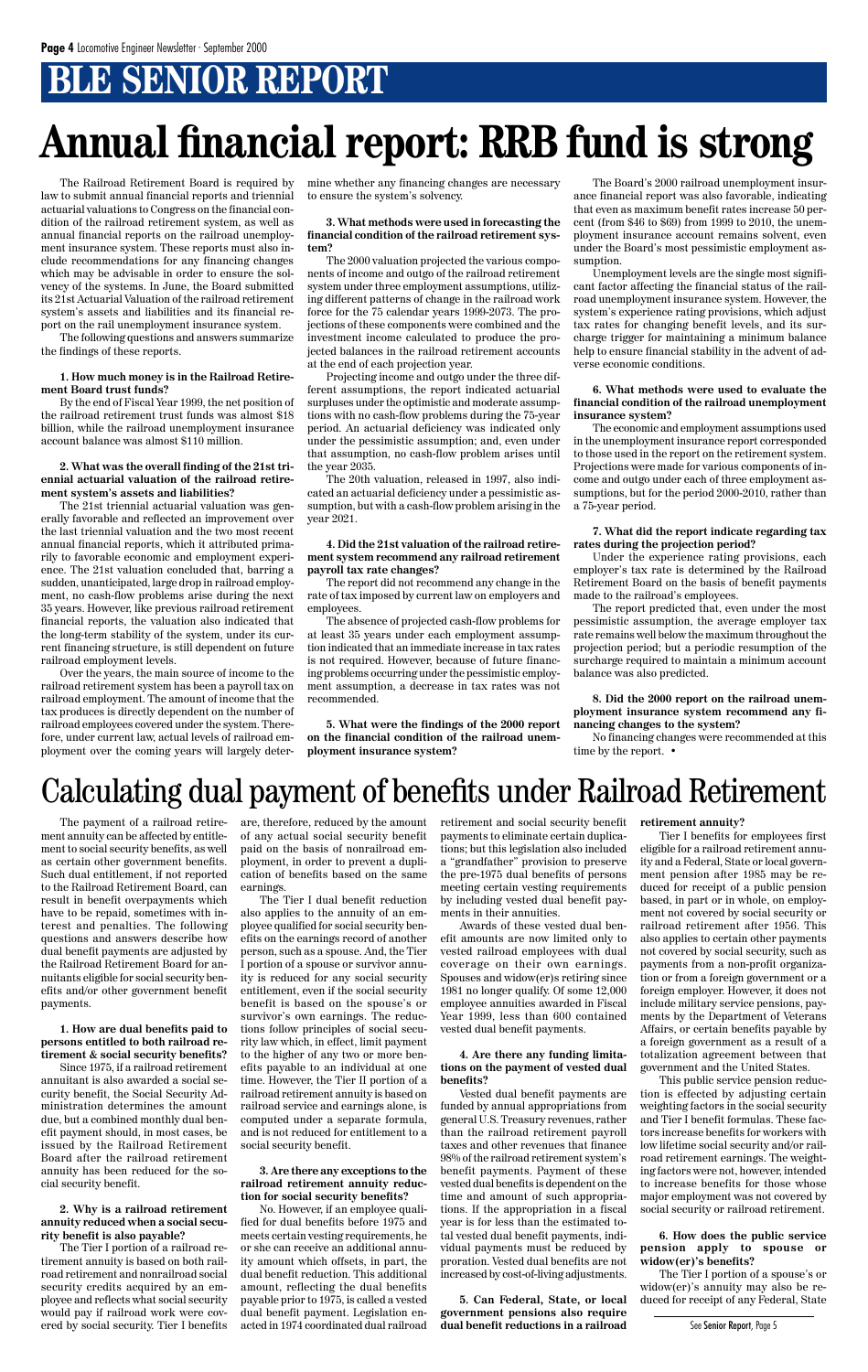# BLE SENIOR REPORT

# Annual financial report: RRB fund is strong

The Railroad Retirement Board is required by law to submit annual financial reports and triennial actuarial valuations to Congress on the financial condition of the railroad retirement system, as well as annual financial reports on the railroad unemployment insurance system. These reports must also include recommendations for any financing changes which may be advisable in order to ensure the solvency of the systems. In June, the Board submitted its 21st Actuarial Valuation of the railroad retirement system's assets and liabilities and its financial report on the rail unemployment insurance system.

The following questions and answers summarize the findings of these reports.

**1. How much money is in the Railroad Retirement Board trust funds?**

By the end of Fiscal Year 1999, the net position of the railroad retirement trust funds was almost $18 billion, while the railroad unemployment insurance account balance was almost $110 million.

**2. What was the overall finding of the 21st triennial actuarial valuation of the railroad retirement system's assets and liabilities?**

The 21st triennial actuarial valuation was generally favorable and reflected an improvement over the last triennial valuation and the two most recent annual financial reports, which it attributed primarily to favorable economic and employment experience. The 21st valuation concluded that, barring a sudden, unanticipated, large drop in railroad employment, no cash-flow problems arise during the next 35 years. However, like previous railroad retirement financial reports, the valuation also indicated that the long-term stability of the system, under its current financing structure, is still dependent on future railroad employment levels.

Over the years, the main source of income to the railroad retirement system has been a payroll tax on railroad employment. The amount of income that the tax produces is directly dependent on the number of railroad employees covered under the system. Therefore, under current law, actual levels of railroad employment over the coming years will largely determine whether any financing changes are necessary to ensure the system's solvency.

**3. What methods were used in forecasting the financial condition of the railroad retirement system?**

The 2000 valuation projected the various components of income and outgo of the railroad retirement system under three employment assumptions, utilizing different patterns of change in the railroad work force for the 75 calendar years 1999-2073. The projections of these components were combined and the investment income calculated to produce the projected balances in the railroad retirement accounts at the end of each projection year.

Projecting income and outgo under the three different assumptions, the report indicated actuarial surpluses under the optimistic and moderate assumptions with no cash-flow problems during the 75-year period. An actuarial deficiency was indicated only under the pessimistic assumption; and, even under that assumption, no cash-flow problem arises until the year 2035.

The 20th valuation, released in 1997, also indicated an actuarial deficiency under a pessimistic assumption, but with a cash-flow problem arising in the year 2021.

**4. Did the 21st valuation of the railroad retirement system recommend any railroad retirement payroll tax rate changes?**

The report did not recommend any change in the rate of tax imposed by current law on employers and employees.

The absence of projected cash-flow problems for at least 35 years under each employment assumption indicated that an immediate increase in tax rates is not required. However, because of future financing problems occurring under the pessimistic employment assumption, a decrease in tax rates was not recommended.

**5. What were the findings of the 2000 report on the financial condition of the railroad unemployment insurance system?**

The Board's 2000 railroad unemployment insurance financial report was also favorable, indicating that even as maximum benefit rates increase 50 percent (from $46 to $69) from 1999 to 2010, the unemployment insurance account remains solvent, even under the Board's most pessimistic employment assumption.

Unemployment levels are the single most significant factor affecting the financial status of the railroad unemployment insurance system. However, the system's experience rating provisions, which adjust tax rates for changing benefit levels, and its surcharge trigger for maintaining a minimum balance help to ensure financial stability in the advent of adverse economic conditions.

**6. What methods were used to evaluate the financial condition of the railroad unemployment insurance system?**

The economic and employment assumptions used in the unemployment insurance report corresponded to those used in the report on the retirement system. Projections were made for various components of income and outgo under each of three employment assumptions, but for the period 2000-2010, rather than a 75-year period.

**7. What did the report indicate regarding tax rates during the projection period?**

Under the experience rating provisions, each employer's tax rate is determined by the Railroad Retirement Board on the basis of benefit payments made to the railroad's employees.

The report predicted that, even under the most pessimistic assumption, the average employer tax rate remains well below the maximum throughout the projection period; but a periodic resumption of the surcharge required to maintain a minimum account balance was also predicted.

**8. Did the 2000 report on the railroad unemployment insurance system recommend any financing changes to the system?**

No financing changes were recommended at this time by the report. •

# Calculating dual payment of benefits under Railroad Retirement

The payment of a railroad retirement annuity can be affected by entitlement to social security benefits, as well as certain other government benefits. Such dual entitlement, if not reported to the Railroad Retirement Board, can result in benefit overpayments which have to be repaid, sometimes with interest and penalties. The following questions and answers describe how dual benefit payments are adjusted by the Railroad Retirement Board for annuitants eligible for social security benefits and/or other government benefit payments.

**1. How are dual benefits paid to persons entitled to both railroad retirement & social security benefits?**

Since 1975, if a railroad retirement annuitant is also awarded a social security benefit, the Social Security Administration determines the amount due, but a combined monthly dual benefit payment should, in most cases, be issued by the Railroad Retirement Board after the railroad retirement annuity has been reduced for the social security benefit.

**2. Why is a railroad retirement annuity reduced when a social security benefit is also payable?**

The Tier I portion of a railroad retirement annuity is based on both railroad retirement and nonrailroad social security credits acquired by an employee and reflects what social security would pay if railroad work were covered by social security. Tier I benefits are, therefore, reduced by the amount of any actual social security benefit paid on the basis of nonrailroad employment, in order to prevent a duplication of benefits based on the same earnings.

The Tier I dual benefit reduction also applies to the annuity of an employee qualified for social security benefits on the earnings record of another person, such as a spouse. And, the Tier I portion of a spouse or survivor annuity is reduced for any social security entitlement, even if the social security benefit is based on the spouse's or survivor's own earnings. The reductions follow principles of social security law which, in effect, limit payment to the higher of any two or more benefits payable to an individual at one time. However, the Tier II portion of a railroad retirement annuity is based on railroad service and earnings alone, is computed under a separate formula, and is not reduced for entitlement to a social security benefit.

**3. Are there any exceptions to the railroad retirement annuity reduction for social security benefits?**

No. However, if an employee qualified for dual benefits before 1975 and meets certain vesting requirements, he or she can receive an additional annuity amount which offsets, in part, the dual benefit reduction. This additional amount, reflecting the dual benefits payable prior to 1975, is called a vested dual benefit payment. Legislation enacted in 1974 coordinated dual railroad retirement and social security benefit payments to eliminate certain duplications; but this legislation also included a "grandfather" provision to preserve the pre-1975 dual benefits of persons meeting certain vesting requirements by including vested dual benefit payments in their annuities.

Awards of these vested dual benefit amounts are now limited only to vested railroad employees with dual coverage on their own earnings. Spouses and widow(er)s retiring since 1981 no longer qualify. Of some 12,000 employee annuities awarded in Fiscal Year 1999, less than 600 contained vested dual benefit payments.

**4. Are there any funding limitations on the payment of vested dual benefits?**

Vested dual benefit payments are funded by annual appropriations from general U.S. Treasury revenues, rather than the railroad retirement payroll taxes and other revenues that finance 98% of the railroad retirement system's benefit payments. Payment of these vested dual benefits is dependent on the time and amount of such appropriations. If the appropriation in a fiscal year is for less than the estimated total vested dual benefit payments, individual payments must be reduced by proration. Vested dual benefits are not increased by cost-of-living adjustments.

**5. Can Federal, State, or local government pensions also require dual benefit reductions in a railroad retirement annuity?**

Tier I benefits for employees first eligible for a railroad retirement annuity and a Federal, State or local government pension after 1985 may be reduced for receipt of a public pension based, in part or in whole, on employment not covered by social security or railroad retirement after 1956. This also applies to certain other payments not covered by social security, such as payments from a non-profit organization or from a foreign government or a foreign employer. However, it does not include military service pensions, payments by the Department of Veterans Affairs, or certain benefits payable by a foreign government as a result of a totalization agreement between that government and the United States.

This public service pension reduction is effected by adjusting certain weighting factors in the social security and Tier I benefit formulas. These factors increase benefits for workers with low lifetime social security and/or railroad retirement earnings. The weighting factors were not, however, intended to increase benefits for those whose major employment was not covered by social security or railroad retirement.

**6. How does the public service pension apply to spouse or widow(er)'s benefits?**

The Tier I portion of a spouse's or widow(er)'s annuity may also be reduced for receipt of any Federal, State

See **Senior Report**, Page 5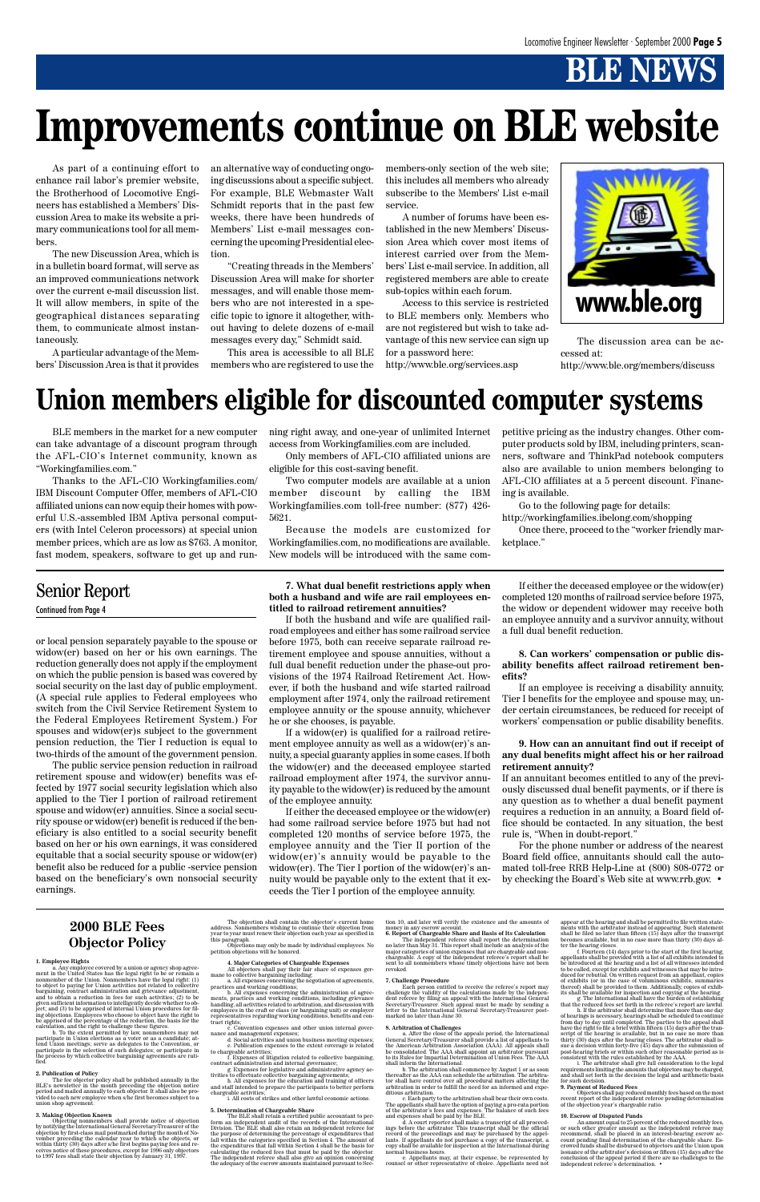# BLE NEWS

# Improvements continue on BLE website

As part of a continuing effort to enhance rail labor's premier website, the Brotherhood of Locomotive Engineers has established a Members' Discussion Area to make its website a primary communications tool for all members.

The new Discussion Area, which is in a bulletin board format, will serve as an improved communications network over the current e-mail discussion list. It will allow members, in spite of the geographical distances separating them, to communicate almost instantaneously.

A particular advantage of the Members' Discussion Area is that it provides an alternative way of conducting ongoing discussions about a specific subject. For example, BLE Webmaster Walt Schmidt reports that in the past few weeks, there have been hundreds of Members' List e-mail messages concerning the upcoming Presidential election.

"Creating threads in the Members' Discussion Area will make for shorter messages, and will enable those members who are not interested in a specific topic to ignore it altogether, without having to delete dozens of e-mail messages every day," Schmidt said.

This area is accessible to all BLE members who are registered to use the members-only section of the web site; this includes all members who already subscribe to the Members' List e-mail service.

A number of forums have been established in the new Members' Discussion Area which cover most items of interest carried over from the Members' List e-mail service. In addition, all registered members are able to create sub-topics within each forum.

Access to this service is restricted to BLE members only. Members who are not registered but wish to take advantage of this new service can sign up for a password here:
http://www.ble.org/services.asp

www.ble.org

The discussion area can be accessed at:
http://www.ble.org/members/discuss

# Union members eligible for discounted computer systems

BLE members in the market for a new computer can take advantage of a discount program through the AFL-CIO's Internet community, known as "Workingfamilies.com."

Thanks to the AFL-CIO Workingfamilies.com/ IBM Discount Computer Offer, members of AFL-CIO affiliated unions can now equip their homes with powerful U.S.-assembled IBM Aptiva personal computers (with Intel Celeron processors) at special union member prices, which are as low as $763. A monitor, fast modem, speakers, software to get up and running right away, and one-year of unlimited Internet access from Workingfamilies.com are included.

Only members of AFL-CIO affiliated unions are eligible for this cost-saving benefit.

Two computer models are available at a union member discount by calling the IBM Workingfamilies.com toll-free number: (877) 426-5621.

Because the models are customized for Workingfamilies.com, no modifications are available. New models will be introduced with the same competitive pricing as the industry changes. Other computer products sold by IBM, including printers, scanners, software and ThinkPad notebook computers also are available to union members belonging to AFL-CIO affiliates at a 5 percent discount. Financing is available.

Go to the following page for details:
http://workingfamilies.ibelong.com/shopping

Once there, proceed to the "worker friendly marketplace."

## Senior Report

Continued from Page 4

or local pension separately payable to the spouse or widow(er) based on her or his own earnings. The reduction generally does not apply if the employment on which the public pension is based was covered by social security on the last day of public employment. (A special rule applies to Federal employees who switch from the Civil Service Retirement System to the Federal Employees Retirement System.) For spouses and widow(er)s subject to the government pension reduction, the Tier I reduction is equal to two-thirds of the amount of the government pension.

The public service pension reduction in railroad retirement spouse and widow(er) benefits was effected by 1977 social security legislation which also applied to the Tier I portion of railroad retirement spouse and widow(er) annuities. Since a social security spouse or widow(er) benefit is reduced if the beneficiary is also entitled to a social security benefit based on her or his own earnings, it was considered equitable that a social security spouse or widow(er) benefit also be reduced for a public -service pension based on the beneficiary's own nonsocial security earnings.

**7. What dual benefit restrictions apply when both a husband and wife are rail employees entitled to railroad retirement annuities?**

If both the husband and wife are qualified railroad employees and either has some railroad service before 1975, both can receive separate railroad retirement employee and spouse annuities, without a full dual benefit reduction under the phase-out provisions of the 1974 Railroad Retirement Act. However, if both the husband and wife started railroad employment after 1974, only the railroad retirement employee annuity or the spouse annuity, whichever he or she chooses, is payable.

If a widow(er) is qualified for a railroad retirement employee annuity as well as a widow(er)'s annuity, a special guaranty applies in some cases. If both the widow(er) and the deceased employee started railroad employment after 1974, the survivor annuity payable to the widow(er) is reduced by the amount of the employee annuity.

If either the deceased employee or the widow(er) had some railroad service before 1975 but had not completed 120 months of service before 1975, the employee annuity and the Tier II portion of the widow(er)'s annuity would be payable to the widow(er). The Tier I portion of the widow(er)'s annuity would be payable only to the extent that it exceeds the Tier I portion of the employee annuity.

If either the deceased employee or the widow(er) completed 120 months of railroad service before 1975, the widow or dependent widower may receive both an employee annuity and a survivor annuity, without a full dual benefit reduction.

**8. Can workers' compensation or public disability benefits affect railroad retirement benefits?**

If an employee is receiving a disability annuity, Tier I benefits for the employee and spouse may, under certain circumstances, be reduced for receipt of workers' compensation or public disability benefits.

**9. How can an annuitant find out if receipt of any dual benefits might affect his or her railroad retirement annuity?**

If an annuitant becomes entitled to any of the previously discussed dual benefit payments, or if there is any question as to whether a dual benefit payment requires a reduction in an annuity, a Board field office should be contacted. In any situation, the best rule is, "When in doubt-report."

For the phone number or address of the nearest Board field office, annuitants should call the automated toll-free RRB Help-Line at (800) 808-0772 or by checking the Board's Web site at www.rrb.gov. •

## 2000 BLE Fees Objector Policy

**1. Employee Rights**

a. Any employee covered by a union or agency shop agreement in the United States has the legal right to be or remain a nonmember of the Union. Nonmembers have the legal right: (1) to object to paying for Union activities not related to collective bargaining, contract administration and grievance adjustment, and to obtain a reduction in fees for such activities; (2) to be given sufficient information to intelligently decide whether to object; and (3) to be apprised of internal Union procedures for filing objections. Employees who choose to object have the right to be apprised of the percentage of the reduction, the basis for the calculation, and the right to challenge these figures.

b. To the extent permitted by law, nonmembers may not participate in Union elections as a voter or as a candidate; attend Union meetings; serve as delegates to the Convention, or participate in the selection of such delegates; or participate in the process by which collective bargaining agreements are ratified.

**2. Publication of Policy**

The fee objector policy shall be published annually in the BLE's newsletter in the month preceding the objection notice period and mailed annually to each objector. It shall also be provided to each new employee when s/he first becomes subject to a union shop agreement.

**3. Making Objection Known**

Objecting nonmembers shall provide notice of objection by notifying the International General Secretary-Treasurer of the objection by first-class mail postmarked during the month of November preceding the calendar year to which s/he objects, or within thirty (30) days after s/he first begins paying fees and receives notice of these procedures, except for 1996 only objectors to 1997 fees shall state their objection by January 31, 1997.

The objection shall contain the objector's current home address. Nonmembers wishing to continue their objection from year to year must renew their objection each year as specified in this paragraph.

Objections may only be made by individual employees. No petition objections will be honored.

**4. Major Categories of Chargeable Expenses**

All objectors shall pay their fair share of expenses germane to collective bargaining including:

a. All expenses concerning the negotiation of agreements, practices and working conditions;

b. All expenses concerning the administration of agreements, practices and working conditions, including grievance handling, all activities related to arbitration, and discussion with employees in the craft or class (or bargaining unit) or employer representatives regarding working conditions, benefits and contract rights;

c. Convention expenses and other union internal governance and management expenses;

d. Social activities and union business meeting expenses;

e. Publication expenses to the extent coverage is related to chargeable activities;

f. Expenses of litigation related to collective bargaining, contract administration and internal governance;

g. Expenses for legislative and administrative agency activities to effectuate collective bargaining agreements;

h. All expenses for the education and training of officers and staff intended to prepare the participants to better perform chargeable activities;

i. All costs of strikes and other lawful economic actions.

**5. Determination of Chargeable Share**

The BLE shall retain a certified public accountant to perform an independent audit of the records of the International Division. The BLE shall also retain an independent referee for the purpose of determining the percentage of expenditures that fall within the categories specified in Section 4. The amount of the expenditures that fall within Section 4 shall be the basis for calculating the reduced fees that must be paid by the objector. The independent referee shall also give an opinion concerning the adequacy of the escrow amounts maintained pursuant to Section 10, and later will verify the existence and the amounts of money in any escrow account.

**6. Report of Chargeable Share and Basis of Its Calculation**

The independent referee shall report the determination no later than May 31. This report shall include an analysis of the major categories of union expenses that are chargeable and nonchargeable. A copy of the independent referee's report shall be sent to all nonmembers whose timely objections have not been revoked.

**7. Challenge Procedure**

Each person entitled to receive the referee's report may challenge the validity of the calculations made by the independent referee by filing an appeal with the International General Secretary-Treasurer. Such appeal must be made by sending a letter to the International General Secretary-Treasurer postmarked no later than June 30.

**8. Arbitration of Challenges**

a. After the close of the appeals period, the International General Secretary-Treasurer shall provide a list of appellants to the American Arbitration Association (AAA). All appeals shall be consolidated. The AAA shall appoint an arbitrator pursuant to its Rules for Impartial Determination of Union Fees. The AAA shall inform the International.

b. The arbitration shall commence by August 1 or as soon thereafter as the AAA can schedule the arbitration. The arbitrator shall have control over all procedural matters affecting the arbitration in order to fulfill the need for an informed and expeditious arbitration.

c. Each party to the arbitration shall bear their own costs. The appellants shall have the option of paying a pro-rata portion of the arbitrator's fees and expenses. The balance of such fees and expenses shall be paid by the BLE.

d. A court reporter shall make a transcript of all proceedings before the arbitrator. This transcript shall be the official record of the proceedings and may be purchased by the appellants. If appellants do not purchase a copy of the transcript, a copy shall be available for inspection at the International during normal business hours.

e. Appellants may, at their expense, be represented by counsel or other representative of choice. Appellants need not appear at the hearing and shall be permitted to file written statements with the arbitrator instead of appearing. Such statement shall be filed no later than fifteen (15) days after the transcript becomes available, but in no case more than thirty (30) days after the hearing closes.

f. Fourteen (14) days prior to the start of the first hearing, appellants shall be provided with a list of all exhibits intended to be introduced at the hearing and a list of all witnesses intended to be called, except for exhibits and witnesses that may be introduced for rebuttal. On written request from an appellant, copies of exhibits (or in the case of voluminous exhibits, summaries thereof) shall be provided to them. Additionally, copies of exhibits shall be available for inspection and copying at the hearing.

g. The International shall have the burden of establishing that the reduced fees set forth in the referee's report are lawful.

h. If the arbitrator shall determine that more than one day of hearings is necessary, hearings shall be scheduled to continue from day to day until completed. The parties to the appeal shall have the right to file a brief within fifteen (15) days after the transcript of the hearing is available, but in no case no more than thirty (30) days after the hearing closes. The arbitrator shall issue a decision within forty-five (45) days after the submission of post-hearing briefs or within such other reasonable period as is consistent with the rules established by the AAA.

i. The arbitrator shall give full consideration to the legal requirements limiting the amounts that objectors may be charged, and shall set forth in the decision the legal and arithmetic basis for such decision.

**9. Payment of Reduced Fees**

Objectors shall pay reduced monthly fees based on the most recent report of the independent referee pending determination of the objection year's chargeable ratio.

**10. Escrow of Disputed Funds**

An amount equal to 25 percent of the reduced monthly fees, or such other greater amount as the independent referee may recommend, shall be placed in an interest-bearing escrow account pending final determination of the chargeable share. Escrowed funds shall be disbursed to objectors and the Union upon issuance of the arbitrator's decision or fifteen (15) days after the conclusion of the appeal period if there are no challenges to the independent referee's determination. •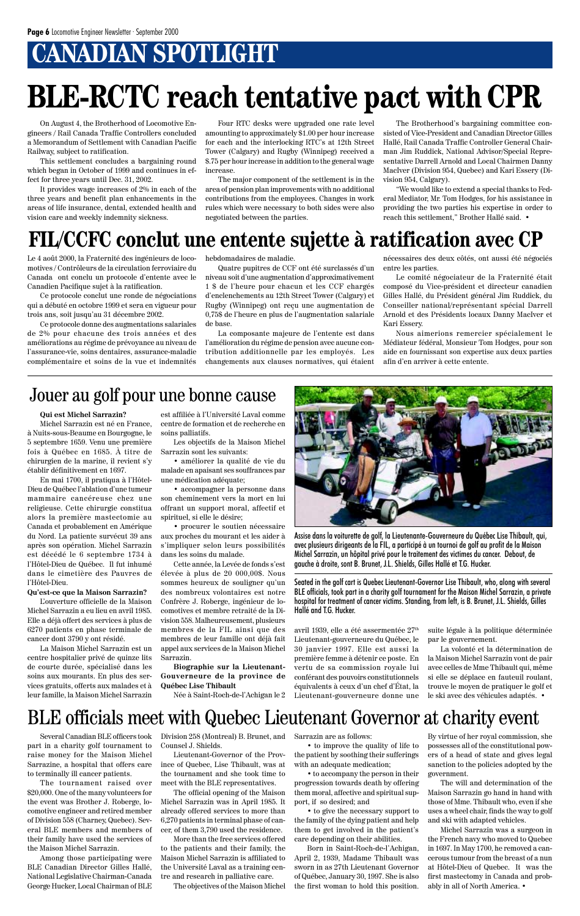# CANADIAN SPOTLIGHT

# BLE-RCTC reach tentative pact with CPR

On August 4, the Brotherhood of Locomotive Engineers / Rail Canada Traffic Controllers concluded a Memorandum of Settlement with Canadian Pacific Railway, subject to ratification.

This settlement concludes a bargaining round which began in October of 1999 and continues in effect for three years until Dec. 31, 2002.

It provides wage increases of 2% in each of the three years and benefit plan enhancements in the areas of life insurance, dental, extended health and vision care and weekly indemnity sickness.

Four RTC desks were upgraded one rate level amounting to approximately $1.00 per hour increase for each and the interlocking RTC's at 12th Street Tower (Calgary) and Rugby (Winnipeg) received a $.75 per hour increase in addition to the general wage increase.

The major component of the settlement is in the area of pension plan improvements with no additional contributions from the employees. Changes in work rules which were necessary to both sides were also negotiated between the parties.

The Brotherhood's bargaining committee consisted of Vice-President and Canadian Director Gilles Hallé, Rail Canada Traffic Controller General Chairman Jim Ruddick, National Advisor/Special Representative Darrell Arnold and Local Chairmen Danny MacIver (Division 954, Quebec) and Kari Essery (Division 954, Calgary).

"We would like to extend a special thanks to Federal Mediator, Mr. Tom Hodges, for his assistance in providing the two parties his expertise in order to reach this settlement," Brother Hallé said. •

# FIL/CCFC conclut une entente sujette à ratification avec CP

Le 4 août 2000, la Fraternité des ingénieurs de locomotives / Contrôleurs de la circulation ferroviaire du Canada ont conclu un protocole d'entente avec le Canadien Pacifique sujet à la ratification.

Ce protocole conclut une ronde de négociations qui a débuté en octobre 1999 et sera en vigueur pour trois ans, soit jusqu'au 31 décembre 2002.

Ce protocole donne des augmentations salariales de 2% pour chacune des trois années et des améliorations au régime de prévoyance au niveau de l'assurance-vie, soins dentaires, assurance-maladie complémentaire et soins de la vue et indemnités hebdomadaires de maladie.

Quatre pupitres de CCF ont été surclassés d'un niveau soit d'une augmentation d'approximativement 1 $ de l'heure pour chacun et les CCF chargés d'enclenchements au 12th Street Tower (Calgary) et Rugby (Winnipeg) ont reçu une augmentation de 0,75$ de l'heure en plus de l'augmentation salariale de base.

La composante majeure de l'entente est dans l'amélioration du régime de pension avec aucune contribution additionnelle par les employés. Les changements aux clauses normatives, qui étaient nécessaires des deux côtés, ont aussi été négociés entre les parties.

Le comité négociateur de la Fraternité était composé du Vice-président et directeur canadien Gilles Hallé, du Président général Jim Ruddick, du Conseiller national/représentant spécial Darrell Arnold et des Présidents locaux Danny MacIver et Kari Essery.

Nous aimerions remercier spécialement le Médiateur fédéral, Monsieur Tom Hodges, pour son aide en fournissant son expertise aux deux parties afin d'en arriver à cette entente.

## Jouer au golf pour une bonne cause

**Qui est Michel Sarrazin?**

Michel Sarrazin est né en France, à Nuits-sous-Beaume en Bourgogne, le 5 septembre 1659. Venu une première fois à Québec en 1685. À titre de chirurgien de la marine, il revient s'y établir définitivement en 1697.

En mai 1700, il pratiqua à l'Hôtel-Dieu de Québec l'ablation d'une tumeur mammaire cancéreuse chez une religieuse. Cette chirurgie constitua alors la première mastectomie au Canada et probablement en Amérique du Nord. La patiente survécut 39 ans après son opération. Michel Sarrazin est décédé le 6 septembre 1734 à l'Hôtel-Dieu de Québec. Il fut inhumé dans le cimetière des Pauvres de l'Hôtel-Dieu.

**Qu'est-ce que la Maison Sarrazin?**

L'ouverture officielle de la Maison Michel Sarrazin a eu lieu en avril 1985. Elle a déjà offert des services à plus de 6270 patients en phase terminale de cancer dont 3790 y ont résidé.

La Maison Michel Sarrazin est un centre hospitalier privé de quinze lits de courte durée, spécialisé dans les soins aux mourants. En plus des services gratuits, offerts aux malades et à leur famille, la Maison Michel Sarrazin est affiliée à l'Université Laval comme centre de formation et de recherche en soins palliatifs.

Les objectifs de la Maison Michel Sarrazin sont les suivants:

- améliorer la qualité de vie du malade en apaisant ses souffrances par une médication adéquate;
- accompagner la personne dans son cheminement vers la mort en lui offrant un support moral, affectif et spirituel, si elle le désire;
- procurer le soutien nécessaire aux proches du mourant et les aider à s'impliquer selon leurs possibilités dans les soins du malade.

Cette année, la Levée de fonds s'est élevée à plus de 20 000,00$. Nous sommes heureux de souligner qu'un des nombreux volontaires est notre Confrère J. Roberge, ingénieur de locomotives et membre retraité de la Division 558. Malheureusement, plusieurs membres de la FIL ainsi que des membres de leur famille ont déjà fait appel aux services de la Maison Michel Sarrazin.

**Biographie sur la Lieutenant-Gouverneure de la province de Québec Lise Thibault**

Née à Saint-Roch-de-l'Achigan le 2 avril 1939, elle a été assermentée 27[e] Lieutenant-gouverneure du Québec, le 30 janvier 1997. Elle est aussi la première femme à détenir ce poste. En vertu de sa commission royale lui conférant des pouvoirs constitutionnels équivalents à ceux d'un chef d'État, la Lieutenant-gouverneure donne une suite légale à la politique déterminée par le gouvernement.

La volonté et la détermination de la Maison Michel Sarrazin vont de pair avec celles de Mme Thibault qui, même si elle se déplace en fauteuil roulant, trouve le moyen de pratiquer le golf et le ski avec des véhicules adaptés. •

Assise dans la voiturette de golf, la Lieutenante-Gouverneure du Québec Lise Thibault, qui, avec plusieurs dirigeants de la FIL, a participé à un tournoi de golf au profit de la Maison Michel Sarrazin, un hôpital privé pour le traitement des victimes du cancer. Debout, de gauche à droite, sont B. Brunet, J.L. Shields, Gilles Hallé et T.G. Hucker.

Seated in the golf cart is Quebec Lieutenant-Governor Lise Thibault, who, along with several BLE officials, took part in a charity golf tournament for the Maison Michel Sarrazin, a private hospital for treatment of cancer victims. Standing, from left, is B. Brunet, J.L. Shields, Gilles Hallé and T.G. Hucker.

## BLE officials meet with Quebec Lieutenant Governor at charity event

Several Canadian BLE officers took part in a charity golf tournament to raise money for the Maison Michel Sarrazine, a hospital that offers care to terminally ill cancer patients.

The tournament raised over $20,000. One of the many volunteers for the event was Brother J. Roberge, locomotive engineer and retired member of Division 558 (Charney, Quebec). Several BLE members and members of their family have used the services of the Maison Michel Sarrazin.

Among those participating were BLE Canadian Director Gilles Hallé, National Legislative Chairman-Canada George Hucker, Local Chairman of BLE Division 258 (Montreal) B. Brunet, and Counsel J. Shields.

Lieutenant-Governor of the Province of Quebec, Lise Thibault, was at the tournament and she took time to meet with the BLE representatives.

The official opening of the Maison Michel Sarrazin was in April 1985. It already offered services to more than 6,270 patients in terminal phase of cancer, of them 3,790 used the residence.

More than the free services offered to the patients and their family, the Maison Michel Sarrazin is affiliated to the Université Laval as a training centre and research in palliative care.

The objectives of the Maison Michel Sarrazin are as follows:

- to improve the quality of life to the patient by soothing their sufferings with an adequate medication;
- to accompany the person in their progression towards death by offering them moral, affective and spiritual support, if so desired; and
- to give the necessary support to the family of the dying patient and help them to get involved in the patient's care depending on their abilities.

Born in Saint-Roch-de-l'Achigan, April 2, 1939, Madame Thibault was sworn in as 27th Lieutenant Governor of Québec, January 30, 1997. She is also the first woman to hold this position. By virtue of her royal commission, she possesses all of the constitutional powers of a head of state and gives legal sanction to the policies adopted by the government.

The will and determination of the Maison Sarrazin go hand in hand with those of Mme. Thibault who, even if she uses a wheel chair, finds the way to golf and ski with adapted vehicles.

Michel Sarrazin was a surgeon in the French navy who moved to Quebec in 1697. In May 1700, he removed a cancerous tumour from the breast of a nun at Hôtel-Dieu of Quebec. It was the first mastectomy in Canada and probably in all of North America. •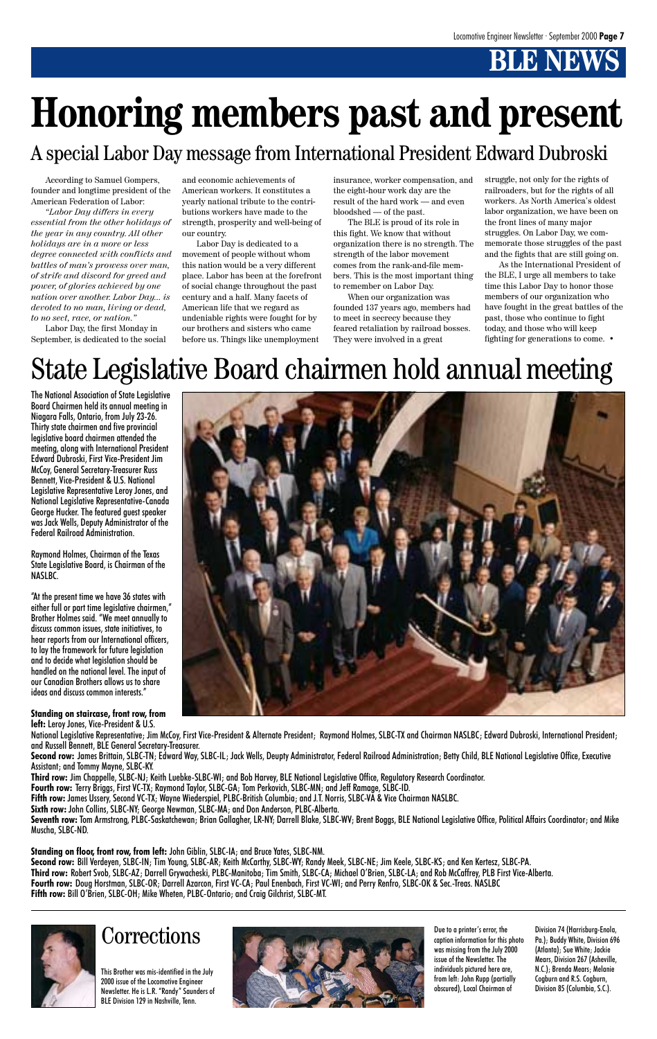# BLE NEWS

# Honoring members past and present

## A special Labor Day message from International President Edward Dubroski

According to Samuel Gompers, founder and longtime president of the American Federation of Labor:

*"Labor Day differs in every essential from the other holidays of the year in any country. All other holidays are in a more or less degree connected with conflicts and battles of man's prowess over man, of strife and discord for greed and power, of glories achieved by one nation over another. Labor Day... is devoted to no man, living or dead, to no sect, race, or nation."*

Labor Day, the first Monday in September, is dedicated to the social and economic achievements of American workers. It constitutes a yearly national tribute to the contributions workers have made to the strength, prosperity and well-being of our country.

Labor Day is dedicated to a movement of people without whom this nation would be a very different place. Labor has been at the forefront of social change throughout the past century and a half. Many facets of American life that we regard as undeniable rights were fought for by our brothers and sisters who came before us. Things like unemployment insurance, worker compensation, and the eight-hour work day are the result of the hard work — and even bloodshed — of the past.

The BLE is proud of its role in this fight. We know that without organization there is no strength. The strength of the labor movement comes from the rank-and-file members. This is the most important thing to remember on Labor Day.

When our organization was founded 137 years ago, members had to meet in secrecy because they feared retaliation by railroad bosses. They were involved in a great struggle, not only for the rights of railroaders, but for the rights of all workers. As North America's oldest labor organization, we have been on the front lines of many major struggles. On Labor Day, we commemorate those struggles of the past and the fights that are still going on.

As the International President of the BLE, I urge all members to take time this Labor Day to honor those members of our organization who have fought in the great battles of the past, those who continue to fight today, and those who will keep fighting for generations to come. •

# State Legislative Board chairmen hold annual meeting

The National Association of State Legislative Board Chairmen held its annual meeting in Niagara Falls, Ontario, from July 23-26. Thirty state chairmen and five provincial legislative board chairmen attended the meeting, along with International President Edward Dubroski, First Vice-President Jim McCoy, General Secretary-Treasurer Russ Bennett, Vice-President & U.S. National Legislative Representative Leroy Jones, and National Legislative Representative-Canada George Hucker. The featured guest speaker was Jack Wells, Deputy Administrator of the Federal Railroad Administration.

Raymond Holmes, Chairman of the Texas State Legislative Board, is Chairman of the NASLBC.

"At the present time we have 36 states with either full or part time legislative chairmen," Brother Holmes said. "We meet annually to discuss common issues, state initiatives, to hear reports from our International officers, to lay the framework for future legislation and to decide what legislation should be handled on the national level. The input of our Canadian Brothers allows us to share ideas and discuss common interests."

**Standing on staircase, front row, from left:** Leroy Jones, Vice-President & U.S. National Legislative Representative; Jim McCoy, First Vice-President & Alternate President; Raymond Holmes, SLBC-TX and Chairman NASLBC; Edward Dubroski, International President; and Russell Bennett, BLE General Secretary-Treasurer.

**Second row:** James Brittain, SLBC-TN; Edward Way, SLBC-IL; Jack Wells, Deupty Administrator, Federal Railroad Administration; Betty Child, BLE National Legislative Office, Executive Assistant; and Tommy Mayne, SLBC-KY.

**Third row:** Jim Chappelle, SLBC-NJ; Keith Luebke-SLBC-WI; and Bob Harvey, BLE National Legislative Office, Regulatory Research Coordinator.

**Fourth row:** Terry Briggs, First VC-TX; Raymond Taylor, SLBC-GA; Tom Perkovich, SLBC-MN; and Jeff Ramage, SLBC-ID.

**Fifth row:** James Ussery, Second VC-TX; Wayne Wiederspiel, PLBC-British Columbia; and J.T. Norris, SLBC-VA & Vice Chairman NASLBC.

**Sixth row:** John Collins, SLBC-NY; George Newman, SLBC-MA; and Don Anderson, PLBC-Alberta.

**Seventh row:** Tom Armstrong, PLBC-Saskatchewan; Brian Gallagher, LR-NY; Darrell Blake, SLBC-WV; Brent Boggs, BLE National Legislative Office, Political Affairs Coordinator; and Mike Muscha, SLBC-ND.

**Standing on floor, front row, from left:** John Giblin, SLBC-IA; and Bruce Yates, SLBC-NM.

**Second row:** Bill Verdeyen, SLBC-IN; Tim Young, SLBC-AR; Keith McCarthy, SLBC-WY; Randy Meek, SLBC-NE; Jim Keele, SLBC-KS; and Ken Kertesz, SLBC-PA.

**Third row:** Robert Svob, SLBC-AZ; Darrell Grywacheski, PLBC-Manitoba; Tim Smith, SLBC-CA; Michael O'Brien, SLBC-LA; and Rob McCaffrey, PLB First Vice-Alberta.

**Fourth row:** Doug Horstman, SLBC-OR; Darrell Azarcon, First VC-CA; Paul Enenbach, First VC-WI; and Perry Renfro, SLBC-OK & Sec.-Treas. NASLBC

**Fifth row:** Bill O'Brien, SLBC-OH; Mike Wheten, PLBC-Ontario; and Craig Gilchrist, SLBC-MT.

## Corrections

This Brother was mis-identified in the July 2000 issue of the Locomotive Engineer Newsletter. He is L.R. "Randy" Saunders of BLE Division 129 in Nashville, Tenn.

Due to a printer's error, the caption information for this photo was missing from the July 2000 issue of the Newsletter. The individuals pictured here are, from left: John Rupp (partially obscured), Local Chairman of Division 74 (Harrisburg-Enola, Pa.); Buddy White, Division 696 (Atlanta); Sue White; Jackie Mears, Division 267 (Asheville, N.C.); Brenda Mears; Melanie Cogburn and R.S. Cogburn, Division 85 (Columbia, S.C.).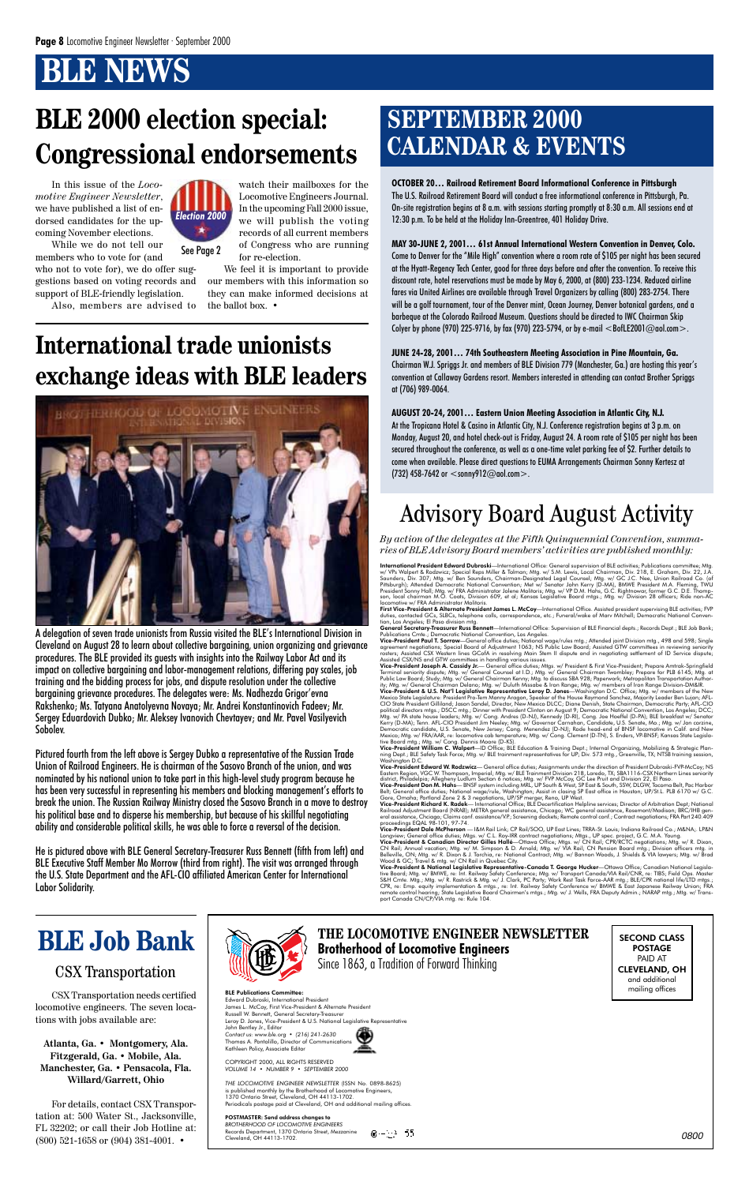# BLE NEWS

# BLE 2000 election special: Congressional endorsements

In this issue of the *Locomotive Engineer Newsletter*, we have published a list of endorsed candidates for the upcoming November elections.

Election 2000

See Page 2

While we do not tell our members who to vote for (and who not to vote for), we do offer suggestions based on voting records and support of BLE-friendly legislation.

Also, members are advised to watch their mailboxes for the Locomotive Engineers Journal. In the upcoming Fall 2000 issue, we will publish the voting records of all current members of Congress who are running for re-election.

We feel it is important to provide our members with this information so they can make informed decisions at the ballot box. •

# International trade unionists exchange ideas with BLE leaders

A delegation of seven trade unionists from Russia visited the BLE's International Division in Cleveland on August 28 to learn about collective bargaining, union organizing and grievance procedures. The BLE provided its guests with insights into the Railway Labor Act and its impact on collective bargaining and labor-management relations, differing pay scales, job training and the bidding process for jobs, and dispute resolution under the collective bargaining grievance procedures. The delegates were: Ms. Nadhezda Grigor'evna Rakshenko; Ms. Tatyana Anatolyevna Novaya; Mr. Andrei Konstantinovich Fadeev; Mr. Sergey Eduardovich Dubko; Mr. Aleksey Ivanovich Chevtayev; and Mr. Pavel Vasilyevich Sobolev.

Pictured fourth from the left above is Sergey Dubko a representative of the Russian Trade Union of Railroad Engineers. He is chairman of the Sasovo Branch of the union, and was nominated by his national union to take part in this high-level study program because he has been very successful in representing his members and blocking management's efforts to break the union. The Russian Railway Ministry closed the Sasovo Branch in a move to destroy his political base and to disperse his membership, but because of his skillful negotiating ability and considerable political skills, he was able to force a reversal of the decision.

He is pictured above with BLE General Secretary-Treasurer Russ Bennett (fifth from left) and BLE Executive Staff Member Mo Morrow (third from right). The visit was arranged through the U.S. State Department and the AFL-CIO affiliated American Center for International Labor Solidarity.

# SEPTEMBER 2000 CALENDAR & EVENTS

**OCTOBER 20… Railroad Retirement Board Informational Conference in Pittsburgh**
The U.S. Railroad Retirement Board will conduct a free informational conference in Pittsburgh, Pa. On-site registration begins at 8 a.m. with sessions starting promptly at 8:30 a.m. All sessions end at 12:30 p.m. To be held at the Holiday Inn-Greentree, 401 Holiday Drive.

**MAY 30-JUNE 2, 2001… 61st Annual International Western Convention in Denver, Colo.**
Come to Denver for the "Mile High" convention where a room rate of $105 per night has been secured at the Hyatt-Regency Tech Center, good for three days before and after the convention. To receive this discount rate, hotel reservations must be made by May 6, 2000, at (800) 233-1234. Reduced airline fares via United Airlines are available through Travel Organizers by calling (800) 283-2754. There will be a golf tournament, tour of the Denver mint, Ocean Journey, Denver botanical gardens, and a barbeque at the Colorado Railroad Museum. Questions should be directed to IWC Chairman Skip Colyer by phone (970) 225-9716, by fax (970) 223-5794, or by e-mail <BofLE2001@aol.com>.

**JUNE 24-28, 2001… 74th Southeastern Meeting Association in Pine Mountain, Ga.**
Chairman W.J. Spriggs Jr. and members of BLE Division 779 (Manchester, Ga.) are hosting this year's convention at Callaway Gardens resort. Members interested in attending can contact Brother Spriggs at (706) 989-0064.

**AUGUST 20-24, 2001… Eastern Union Meeting Association in Atlantic City, N.J.**
At the Tropicana Hotel & Casino in Atlantic City, N.J. Conference registration begins at 3 p.m. on Monday, August 20, and hotel check-out is Friday, August 24. A room rate of $105 per night has been secured throughout the conference, as well as a one-time valet parking fee of $2. Further details to come when available. Please direct questions to EUMA Arrangements Chairman Sonny Kertesz at (732) 458-7642 or <sonny912@aol.com>.

# Advisory Board August Activity

*By action of the delegates at the Fifth Quinquennial Convention, summaries of BLE Advisory Board members' activities are published monthly:*

**International President Edward Dubroski**—International Office: General supervision of BLE activities; Publications committee; Mtg. w/ VPs Walpert & Rodzwicz; Special Reps Miller & Tolman; Mtg. w/ S.M. Lewis, Local Chairman, Div. 218, E. Graham, Div. 22, J.A. Saunders, Div. 307; Mtg. w/ Ben Saunders, Chairman-Designated Legal Counsel; Mtg. w/ GC J.C. Nee, Union Railroad Co. (of Pittsburgh); Attended Democratic National Convention; Met w/ Senator John Kerry (D-MA), BMWE President M.A. Fleming, TWU President Sonny Hall; Mtg. w/ FRA Administrator Jolene Molitoris; Mtg. w/ VP D.M. Hahs, G.C. Rightnowar, former G.C. D.E. Thompson, local chairman M.O. Coats, Division 609, et al; Kansas Legislative Board mtgs.; Mtg. w/ Division 28 officers; Ride non-AC locomotive w/ FRA Administrator Molitoris.

**First Vice-President & Alternate President James L. McCay**—International Office. Assisted president supervising BLE activities; FVP duties, contacted GCs, SLBCs, telephone calls, correspondence, etc.; Funeral/wake of Marv Mitchell; Democratic National Convention, Los Angeles; El Paso division mtg.

**General Secretary-Treasurer Russ Bennett**—International Office: Supervision of BLE Financial depts.; Records Dept.; BLE Job Bank; Publications Cmte.; Democratic National Convention, Los Angeles.

**Vice-President Paul T. Sorrow**—General office duties; National wage/rules mtg.; Attended joint Division mtg., 498 and 598; Single agreement negotiations; Special Board of Adjustment 1063; NS Public Law Board; Assisted GTW committees in reviewing seniority rosters; Assisted CSX Western lines GCofA in resolving Main Stem II dispute and in negotiating settlement of ID Service dispute, Assisted CSX/NS and GTW committees in handling various issues.

**Vice-President Joseph A. Cassidy Jr.**— General office duties; Mtgs. w/ President & First Vice-President; Prepare Amtrak-Springfield Terminal seniority dispute; Mtg. w/ General Counsel at I.D.; Mtg. w/ General Chairman Twombley; Prepare for PLB 6145; Mtg. at Public Law Board; Study; Mtg. w/ General Chairman Kenny; Mtg. to discuss SBA 928; Paperwork; Metropolitan Transportation Authority; Mtg. w/ General Chairman Delano; Mtg. w/ Duluth Missabe & Iron Range; Mtg. w/ members of Iron Range Division-DM&IR.

**Vice-President & U.S. Nat'l Legislative Representative Leroy D. Jones**—Washington D.C. Office; Mtg. w/ members of the New Mexico State Legislature: President Pro-Tem Manny Aragon, Speaker of the House Raymond Sanchez, Majority Leader Ben Lujan; AFL-CIO State President Gilliland, Jason Sandel, Director, New Mexico DLCC; Diane Denish, State Chairman, Democratic Party; AFL-CIO political directors mtgs.; DSCC mtg.; Dinner with President Clinton on August 9; Democratic National Convention, Los Angeles; DCC; Mtg. w/ PA state house leaders; Mtg. w/ Cong. Andres (D-NJ), Kennedy (D-RI), Cong. Joe Hoeffel (D-PA); BLE breakfast w/ Senator Kerry (D-MA); Tenn. AFL-CIO President Jim Neeley; Mtg. w/ Governor Carnahan, Candidate, U.S. Senate, Mo.; Mtg. w/ Jon corzine, Democratic candidate, U.S. Senate, New Jersey; Cong. Menendez (D-NJ); Rode head-end of BNSF locomotive in Calif. and New Mexico; Mtg. w/ FRA/AAR, re: locomotive cab temperature; Mtg. w/ Cong. Clement (D-TN), S. Enders, VP-BNSF; Kansas State Legislative Board mtg.; Mtg. w/ Cong. Dennis Moore (D-KS).

**Vice-President William C. Walpert**—ID Office; BLE Education & Training Dept.; Internal Organizing, Mobilizing & Strategic Planning Dept.; BLE Safety Task Force; Mtg. w/ BLE trainment representatives for UP; Div. 573 mtg.; Greenville, TX; NTSB training session, Washington D.C.

**Vice-President Edward W. Rodzwicz**— General office duties; Assignments under the direction of President Dubroski-FVP-McCay; NS Eastern Region, VGC W. Thompson, Imperial; Mtg. w/ BLE Trainment Division 218, Laredo, TX; SBA1116-CSX Northern Lines seniority district, Philadelphia; Allegheny Ludlum Section 6 notices; Mtg. w/ FVP McCay, GC Lee Pruitt and Division 22, El Paso.

**Vice-President Don M. Hahs**— BNSF system including MRL, UP South & West, SP East & South, SSW, DLGW, Tacoma Belt, Pac Harbor Belt; General office duties; National wage/rule, Washington; Assist in closing SP East office in Houston; UP/St.L. PLB 6170 w/ G.C. Gore, Omaha, Portland Zone 2 & 3 negotiations, UP/SP merger, Reno, UP West.

**Vice-President Richard K. Radek**— International Office; BLE Decertification Helpline services; Director of Arbitration Dept; National Railroad Adjustment Board (NRAB); METRA general assistance, Chicago; WC general assistance, Rosemont/Madison; BRC/IHB general assistance, Chicago, Claims conf. assistance/VP; Screening dockets; Remote control conf.; Contract negotiations; FRA Part 240.409 proceedings EQAL 98-101, 97-74.

**Vice-President Dale McPherson** — I&M Rail Link; CP Rail/SOO, UP East Lines; TRRA-St. Louis; Indiana Railroad Co.; M&NA; LP&N Longview; General office duties; Mtgs. w/ C.L. Roy-IRR contract negotiations; Mtgs., UP spec. project, G.C. M.A. Young.

**Vice-President & Canadian Director Gilles Hallé**—Ottawa Office; Mtgs. w/ CN Rail; CPR/RCTC negotiations; Mtg. w/ R. Dixon, CN Rail; Annual vacation; Mtg. w/ M. Simpson & D. Arnold; Mtg. w/ VIA Rail; CN Pension Board mtg.; Division officers mtg. in Belleville, ON; Mtg. w/ R. Dixon & J. Torchia, re: National Contract; Mtg. w/ Bannon Woods, J. Shields & VIA lawyers; Mtg. w/ Brad Wood & GC; Travel & mtg. w/ CN Rail in Quebec City.

**Vice-President & National Legislative Representative-Canada T. George Hucker**—Ottawa Office; Canadian National Legislative Board; Mtg. w/ BMWE, re: Int. Railway Safety Conference; Mtg. w/ Transport Canada/VIA Rail/CN, re: TIBS, Field Ops. Master S&H Cmte. Mtg.; Mtg. w/ R. Rostrick & Mtg. w/ J. Clark, PC Party; Work Rest Task Force-AAR mtg.; BLE/CPR national life/LTD mtgs.; CPR, re: Emp. equity implementation & mtgs., re: Int. Railway Safety Conference w/ BMWE & East Japanese Railway Union; FRA remote control hearing; State Legislative Board Chairman's mtgs.; Mtg. w/ J. Wells, FRA Deputy Admin.; NARAP mtg.; Mtg. w/ Transport Canada CN/CP/VIA mtg. re: Rule 104.

# BLE Job Bank

## CSX Transportation

CSX Transportation needs certified locomotive engineers. The seven locations with jobs available are:

**Atlanta, Ga. • Montgomery, Ala. Fitzgerald, Ga. • Mobile, Ala. Manchester, Ga. • Pensacola, Fla. Willard/Garrett, Ohio**

For details, contact CSX Transportation at: 500 Water St., Jacksonville, FL 32202; or call their Job Hotline at: (800) 521-1658 or (904) 381-4001. •

**THE LOCOMOTIVE ENGINEER NEWSLETTER**
**Brotherhood of Locomotive Engineers**
Since 1863, a Tradition of Forward Thinking

**BLE Publications Committee:**
Edward Dubroski, International President
James L. McCay, First Vice-President & Alternate President
Russell W. Bennett, General Secretary-Treasurer
Leroy D. Jones, Vice-President & U.S. National Legislative Representative
John Bentley Jr., Editor
*Contact us:* www.ble.org • (216) 241-2630
Thomas A. Pontolillo, Director of Communications
Kathleen Policy, Associate Editor

COPYRIGHT 2000, ALL RIGHTS RESERVED
*VOLUME 14 • NUMBER 9 • SEPTEMBER 2000*

*THE LOCOMOTIVE ENGINEER NEWSLETTER* (ISSN No. 0898-8625) is published monthly by the Brotherhood of Locomotive Engineers, 1370 Ontario Street, Cleveland, OH 44113-1702. Periodicals postage paid at Cleveland, OH and additional mailing offices.

**POSTMASTER: Send address changes to**
*BROTHERHOOD OF LOCOMOTIVE ENGINEERS*
Records Department, 1370 Ontario Street, Mezzanine
Cleveland, OH 44113-1702.

SECOND CLASS POSTAGE PAID AT CLEVELAND, OH and additional mailing offices

0800